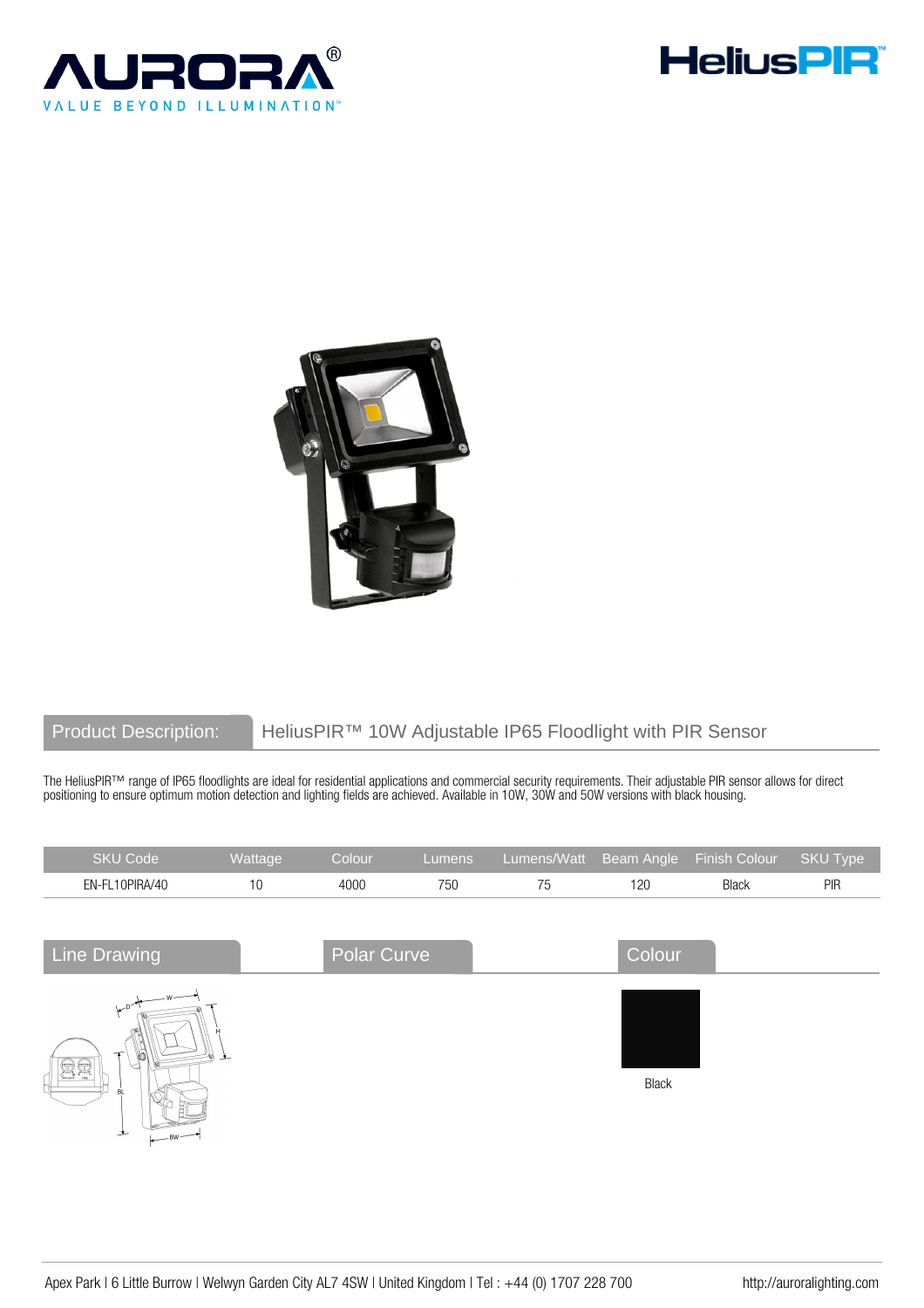# AURORA®

VALUE BEYOND ILLUMINATION™

# HeliusPIR™

## Product Description: HeliusPIR™ 10W Adjustable IP65 Floodlight with PIR Sensor

The HeliusPIR™ range of IP65 floodlights are ideal for residential applications and commercial security requirements. Their adjustable PIR sensor allows for direct positioning to ensure optimum motion detection and lighting fields are achieved. Available in 10W, 30W and 50W versions with black housing.

| SKU Code | Wattage | Colour | Lumens | Lumens/Watt | Beam Angle | Finish Colour | SKU Type |
|---|---|---|---|---|---|---|---|
| EN-FL10PIRA/40 | 10 | 4000 | 750 | 75 | 120 | Black | PIR |

## Line Drawing

W, D, H, BL, BW

## Polar Curve

## Colour

Black

Apex Park | 6 Little Burrow | Welwyn Garden City AL7 4SW | United Kingdom | Tel : +44 (0) 1707 228 700 http://auroralighting.com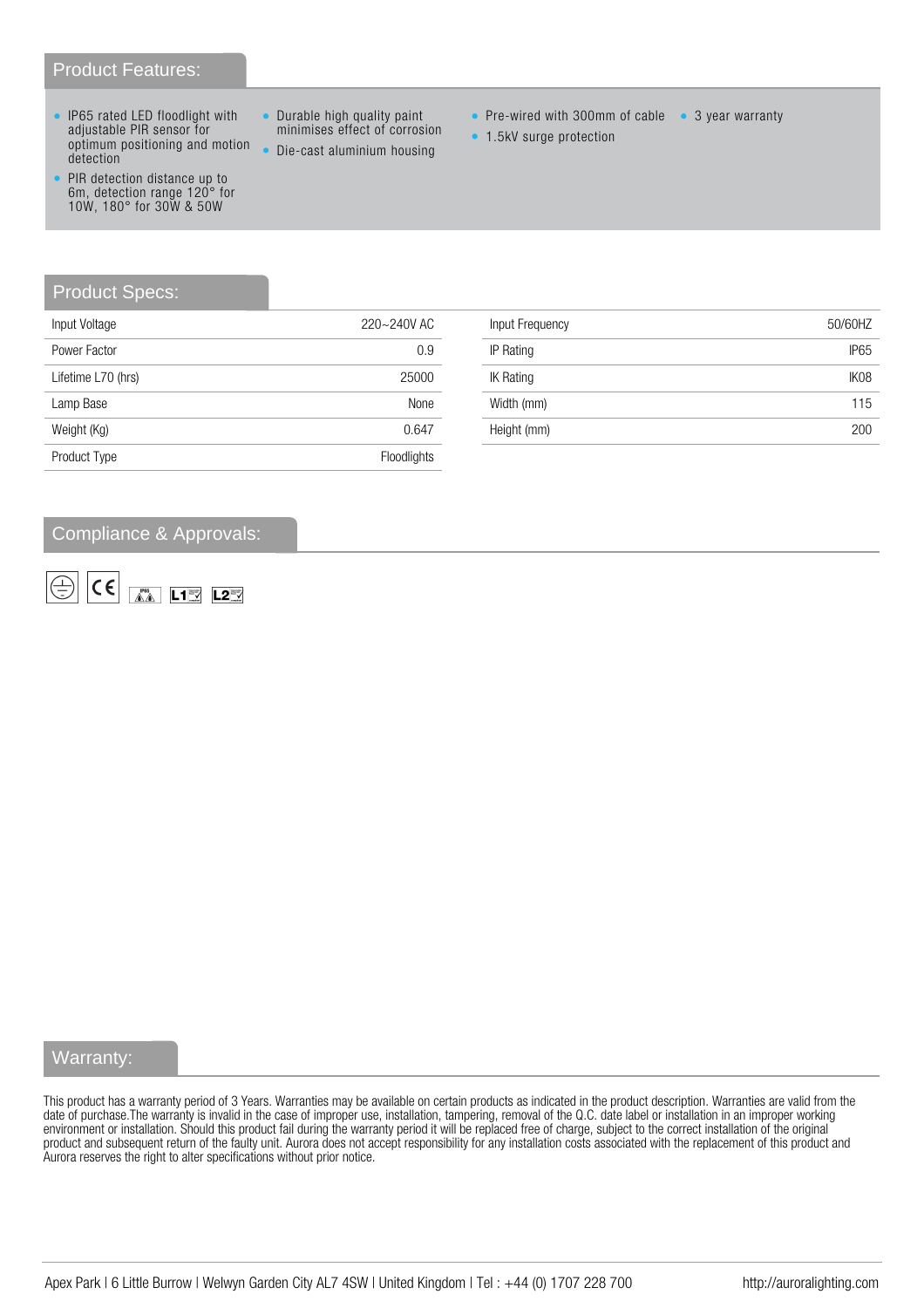## Product Features:

- IP65 rated LED floodlight with adjustable PIR sensor for optimum positioning and motion detection
- PIR detection distance up to 6m, detection range 120° for 10W, 180° for 30W & 50W
- Durable high quality paint minimises effect of corrosion
- Die-cast aluminium housing
- Pre-wired with 300mm of cable
- 1.5kV surge protection
- 3 year warranty

## Product Specs:

| | | | |
|---|---|---|---|
| Input Voltage | 220~240V AC | Input Frequency | 50/60HZ |
| Power Factor | 0.9 | IP Rating | IP65 |
| Lifetime L70 (hrs) | 25000 | IK Rating | IK08 |
| Lamp Base | None | Width (mm) | 115 |
| Weight (Kg) | 0.647 | Height (mm) | 200 |
| Product Type | Floodlights | | |

## Compliance & Approvals:

## Warranty:

This product has a warranty period of 3 Years. Warranties may be available on certain products as indicated in the product description. Warranties are valid from the date of purchase.The warranty is invalid in the case of improper use, installation, tampering, removal of the Q.C. date label or installation in an improper working environment or installation. Should this product fail during the warranty period it will be replaced free of charge, subject to the correct installation of the original product and subsequent return of the faulty unit. Aurora does not accept responsibility for any installation costs associated with the replacement of this product and Aurora reserves the right to alter specifications without prior notice.

Apex Park | 6 Little Burrow | Welwyn Garden City AL7 4SW | United Kingdom | Tel : +44 (0) 1707 228 700 http://auroralighting.com